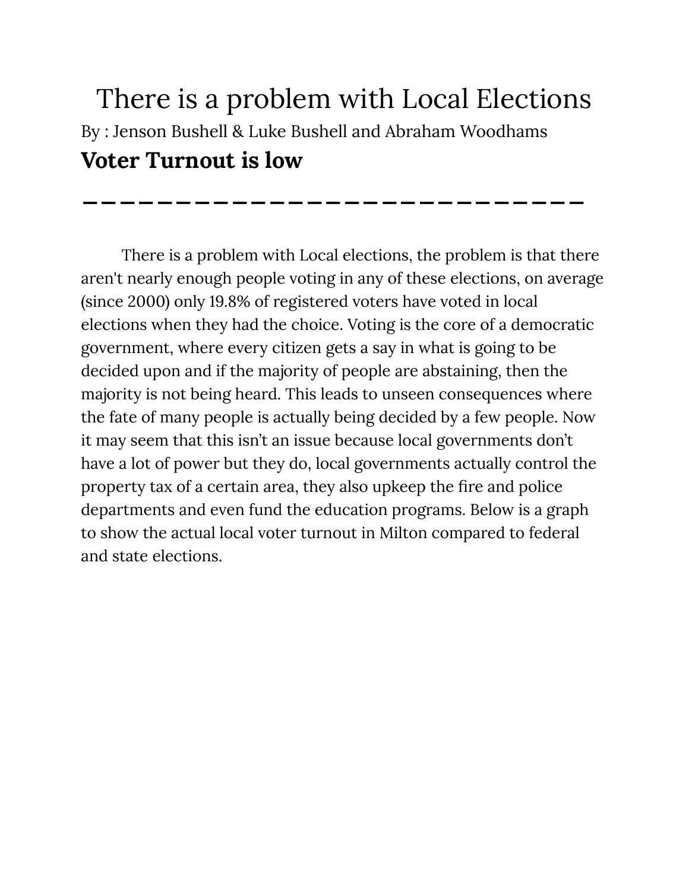# There is a problem with Local Elections

By : Jenson Bushell & Luke Bushell and Abraham Woodhams

## Voter Turnout is low

---

There is a problem with Local elections, the problem is that there aren't nearly enough people voting in any of these elections, on average (since 2000) only 19.8% of registered voters have voted in local elections when they had the choice. Voting is the core of a democratic government, where every citizen gets a say in what is going to be decided upon and if the majority of people are abstaining, then the majority is not being heard. This leads to unseen consequences where the fate of many people is actually being decided by a few people. Now it may seem that this isn't an issue because local governments don't have a lot of power but they do, local governments actually control the property tax of a certain area, they also upkeep the fire and police departments and even fund the education programs. Below is a graph to show the actual local voter turnout in Milton compared to federal and state elections.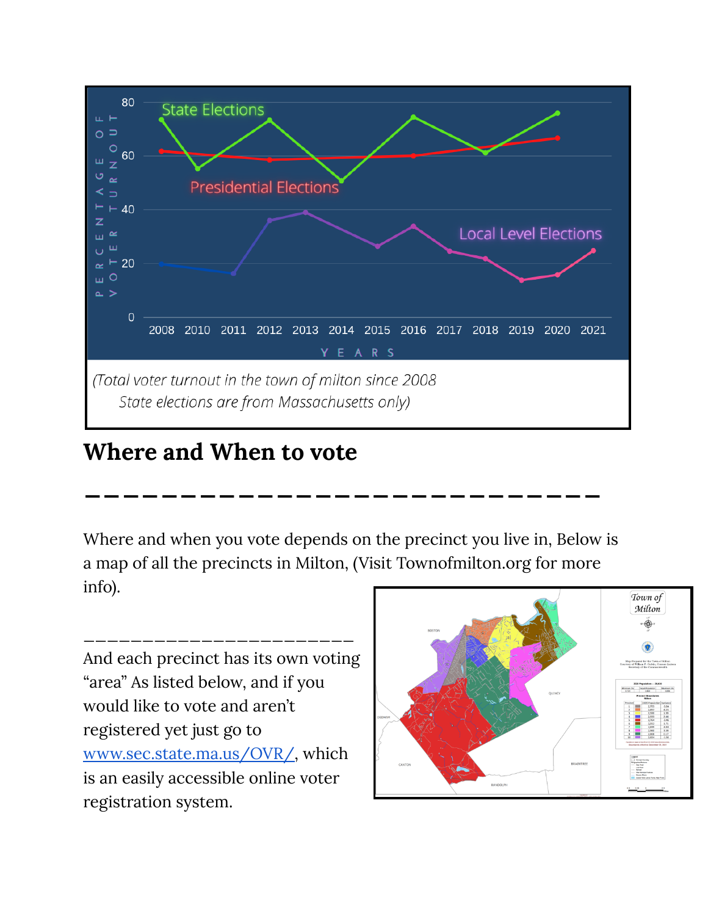(Total voter turnout in the town of milton since 2008
State elections are from Massachusetts only)

## Where and When to vote

——————————————————————————

Where and when you vote depends on the precinct you live in, Below is a map of all the precincts in Milton, (Visit Townofmilton.org for more info).

————————————————————————

And each precinct has its own voting "area" As listed below, and if you would like to vote and aren't registered yet just go to www.sec.state.ma.us/OVR/, which is an easily accessible online voter registration system.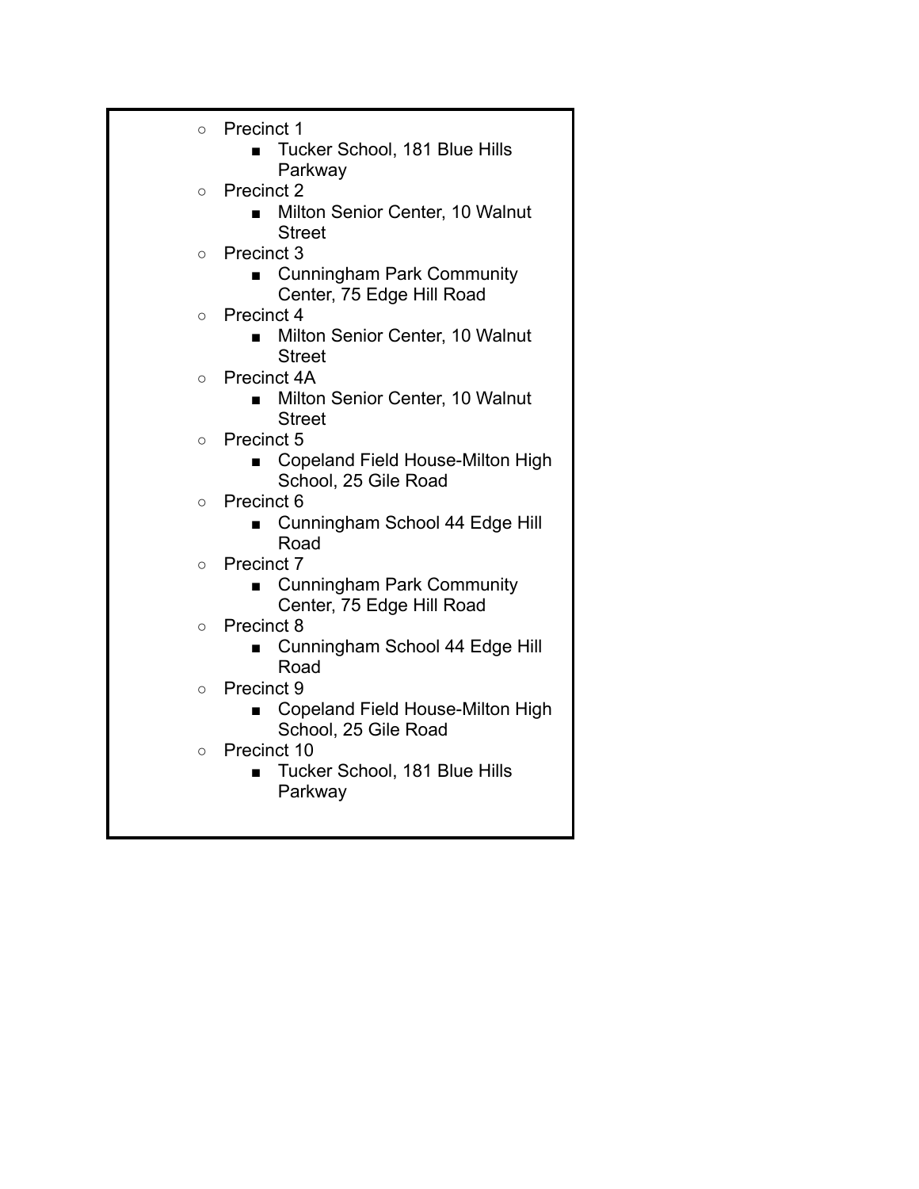- Precinct 1
  - Tucker School, 181 Blue Hills Parkway
- Precinct 2
  - Milton Senior Center, 10 Walnut Street
- Precinct 3
  - Cunningham Park Community Center, 75 Edge Hill Road
- Precinct 4
  - Milton Senior Center, 10 Walnut Street
- Precinct 4A
  - Milton Senior Center, 10 Walnut Street
- Precinct 5
  - Copeland Field House-Milton High School, 25 Gile Road
- Precinct 6
  - Cunningham School 44 Edge Hill Road
- Precinct 7
  - Cunningham Park Community Center, 75 Edge Hill Road
- Precinct 8
  - Cunningham School 44 Edge Hill Road
- Precinct 9
  - Copeland Field House-Milton High School, 25 Gile Road
- Precinct 10
  - Tucker School, 181 Blue Hills Parkway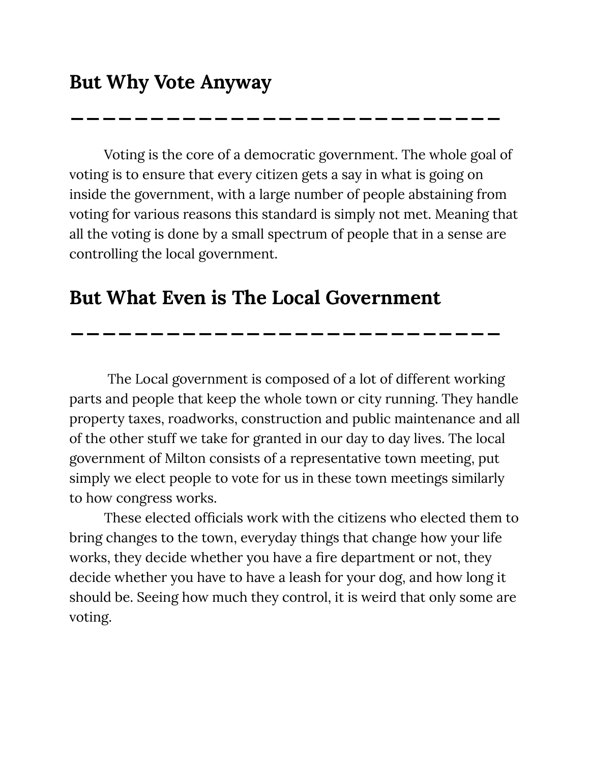## But Why Vote Anyway

---

Voting is the core of a democratic government. The whole goal of voting is to ensure that every citizen gets a say in what is going on inside the government, with a large number of people abstaining from voting for various reasons this standard is simply not met. Meaning that all the voting is done by a small spectrum of people that in a sense are controlling the local government.

## But What Even is The Local Government

---

The Local government is composed of a lot of different working parts and people that keep the whole town or city running. They handle property taxes, roadworks, construction and public maintenance and all of the other stuff we take for granted in our day to day lives. The local government of Milton consists of a representative town meeting, put simply we elect people to vote for us in these town meetings similarly to how congress works.

These elected officials work with the citizens who elected them to bring changes to the town, everyday things that change how your life works, they decide whether you have a fire department or not, they decide whether you have to have a leash for your dog, and how long it should be. Seeing how much they control, it is weird that only some are voting.